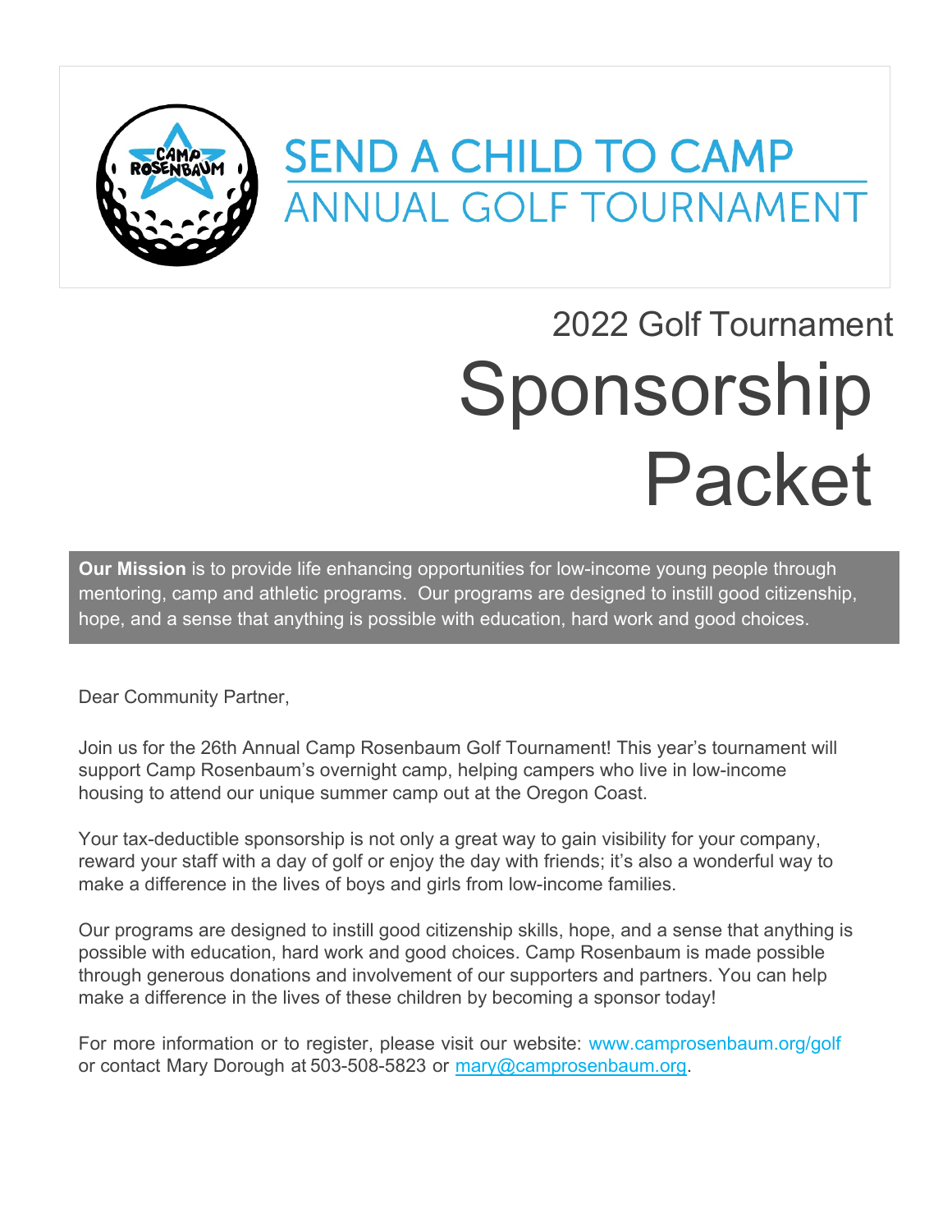# SEND A CHILD TO CAMP

## ANNUAL GOLF TOURNAMENT

2022 Golf Tournament

# Sponsorship Packet

**Our Mission** is to provide life enhancing opportunities for low-income young people through mentoring, camp and athletic programs. Our programs are designed to instill good citizenship, hope, and a sense that anything is possible with education, hard work and good choices.

Dear Community Partner,

Join us for the 26th Annual Camp Rosenbaum Golf Tournament! This year's tournament will support Camp Rosenbaum's overnight camp, helping campers who live in low-income housing to attend our unique summer camp out at the Oregon Coast.

Your tax-deductible sponsorship is not only a great way to gain visibility for your company, reward your staff with a day of golf or enjoy the day with friends; it's also a wonderful way to make a difference in the lives of boys and girls from low-income families.

Our programs are designed to instill good citizenship skills, hope, and a sense that anything is possible with education, hard work and good choices. Camp Rosenbaum is made possible through generous donations and involvement of our supporters and partners. You can help make a difference in the lives of these children by becoming a sponsor today!

For more information or to register, please visit our website: www.camprosenbaum.org/golf or contact Mary Dorough at 503-508-5823 or mary@camprosenbaum.org.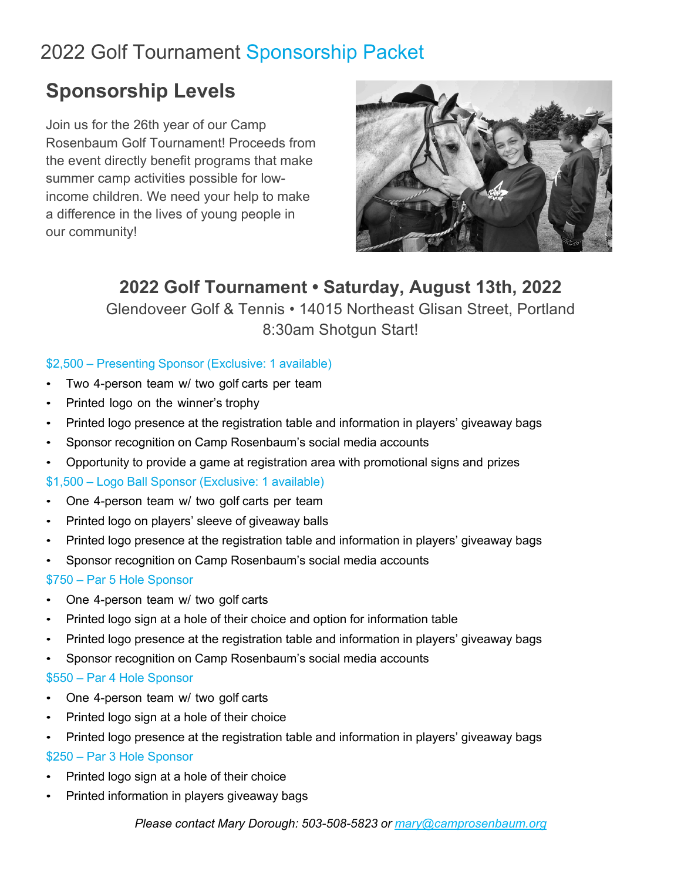# 2022 Golf Tournament Sponsorship Packet

## Sponsorship Levels

Join us for the 26th year of our Camp Rosenbaum Golf Tournament! Proceeds from the event directly benefit programs that make summer camp activities possible for low-income children. We need your help to make a difference in the lives of young people in our community!

### 2022 Golf Tournament • Saturday, August 13th, 2022

Glendoveer Golf & Tennis • 14015 Northeast Glisan Street, Portland

8:30am Shotgun Start!

$2,500 – Presenting Sponsor (Exclusive: 1 available)

- Two 4-person team w/ two golf carts per team
- Printed logo on the winner's trophy
- Printed logo presence at the registration table and information in players' giveaway bags
- Sponsor recognition on Camp Rosenbaum's social media accounts
- Opportunity to provide a game at registration area with promotional signs and prizes

$1,500 – Logo Ball Sponsor (Exclusive: 1 available)

- One 4-person team w/ two golf carts per team
- Printed logo on players' sleeve of giveaway balls
- Printed logo presence at the registration table and information in players' giveaway bags
- Sponsor recognition on Camp Rosenbaum's social media accounts

$750 – Par 5 Hole Sponsor

- One 4-person team w/ two golf carts
- Printed logo sign at a hole of their choice and option for information table
- Printed logo presence at the registration table and information in players' giveaway bags
- Sponsor recognition on Camp Rosenbaum's social media accounts

$550 – Par 4 Hole Sponsor

- One 4-person team w/ two golf carts
- Printed logo sign at a hole of their choice
- Printed logo presence at the registration table and information in players' giveaway bags

$250 – Par 3 Hole Sponsor

- Printed logo sign at a hole of their choice
- Printed information in players giveaway bags

*Please contact Mary Dorough: 503-508-5823 or mary@camprosenbaum.org*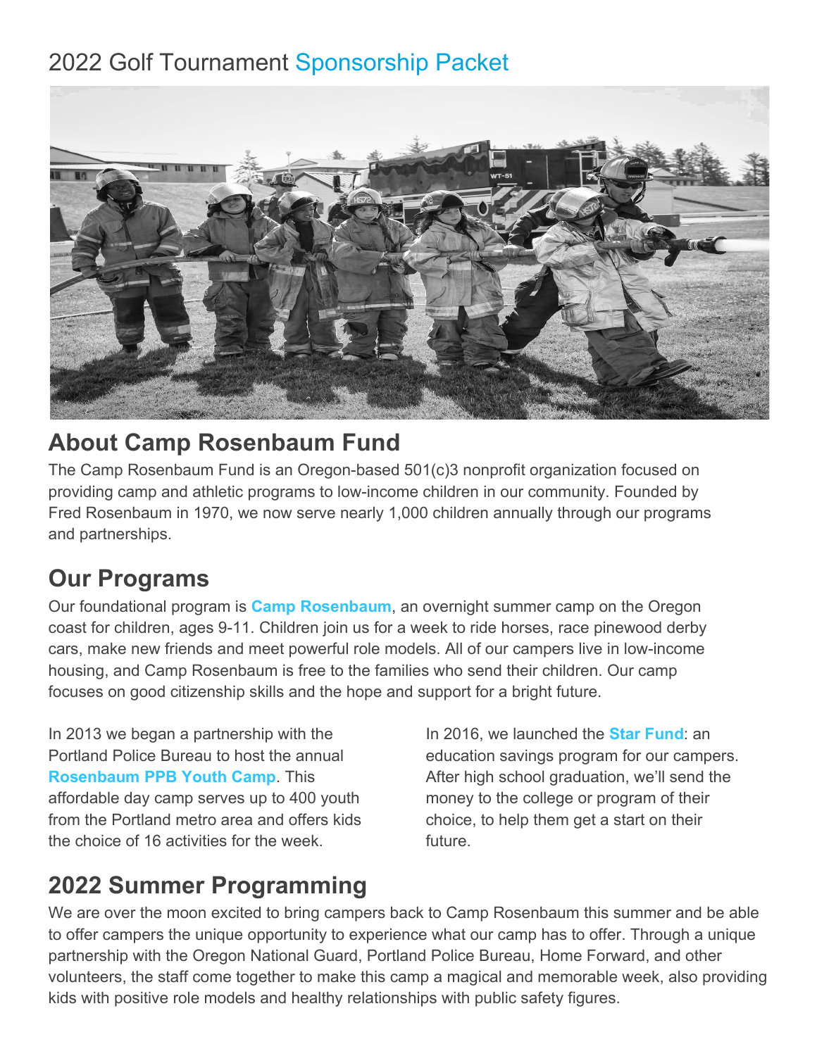# 2022 Golf Tournament Sponsorship Packet

## About Camp Rosenbaum Fund

The Camp Rosenbaum Fund is an Oregon-based 501(c)3 nonprofit organization focused on providing camp and athletic programs to low-income children in our community. Founded by Fred Rosenbaum in 1970, we now serve nearly 1,000 children annually through our programs and partnerships.

## Our Programs

Our foundational program is **Camp Rosenbaum**, an overnight summer camp on the Oregon coast for children, ages 9-11. Children join us for a week to ride horses, race pinewood derby cars, make new friends and meet powerful role models. All of our campers live in low-income housing, and Camp Rosenbaum is free to the families who send their children. Our camp focuses on good citizenship skills and the hope and support for a bright future.

In 2013 we began a partnership with the Portland Police Bureau to host the annual **Rosenbaum PPB Youth Camp**. This affordable day camp serves up to 400 youth from the Portland metro area and offers kids the choice of 16 activities for the week.

In 2016, we launched the **Star Fund**: an education savings program for our campers. After high school graduation, we'll send the money to the college or program of their choice, to help them get a start on their future.

## 2022 Summer Programming

We are over the moon excited to bring campers back to Camp Rosenbaum this summer and be able to offer campers the unique opportunity to experience what our camp has to offer. Through a unique partnership with the Oregon National Guard, Portland Police Bureau, Home Forward, and other volunteers, the staff come together to make this camp a magical and memorable week, also providing kids with positive role models and healthy relationships with public safety figures.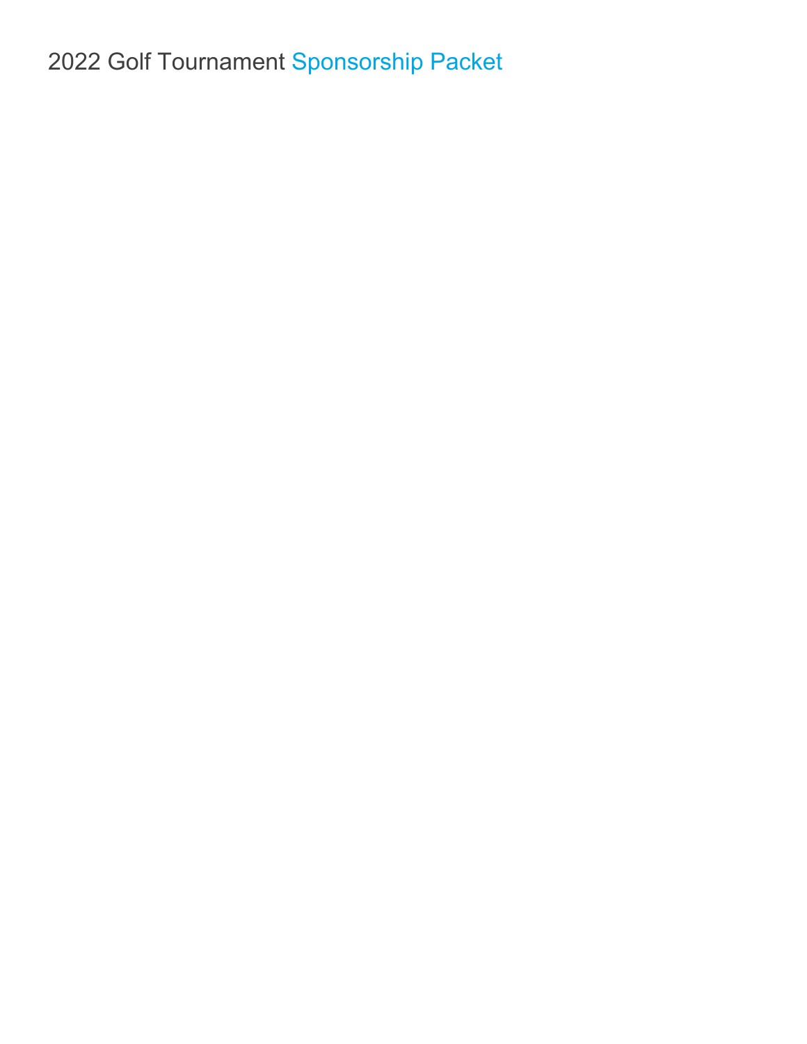# 2022 Golf Tournament Sponsorship Packet